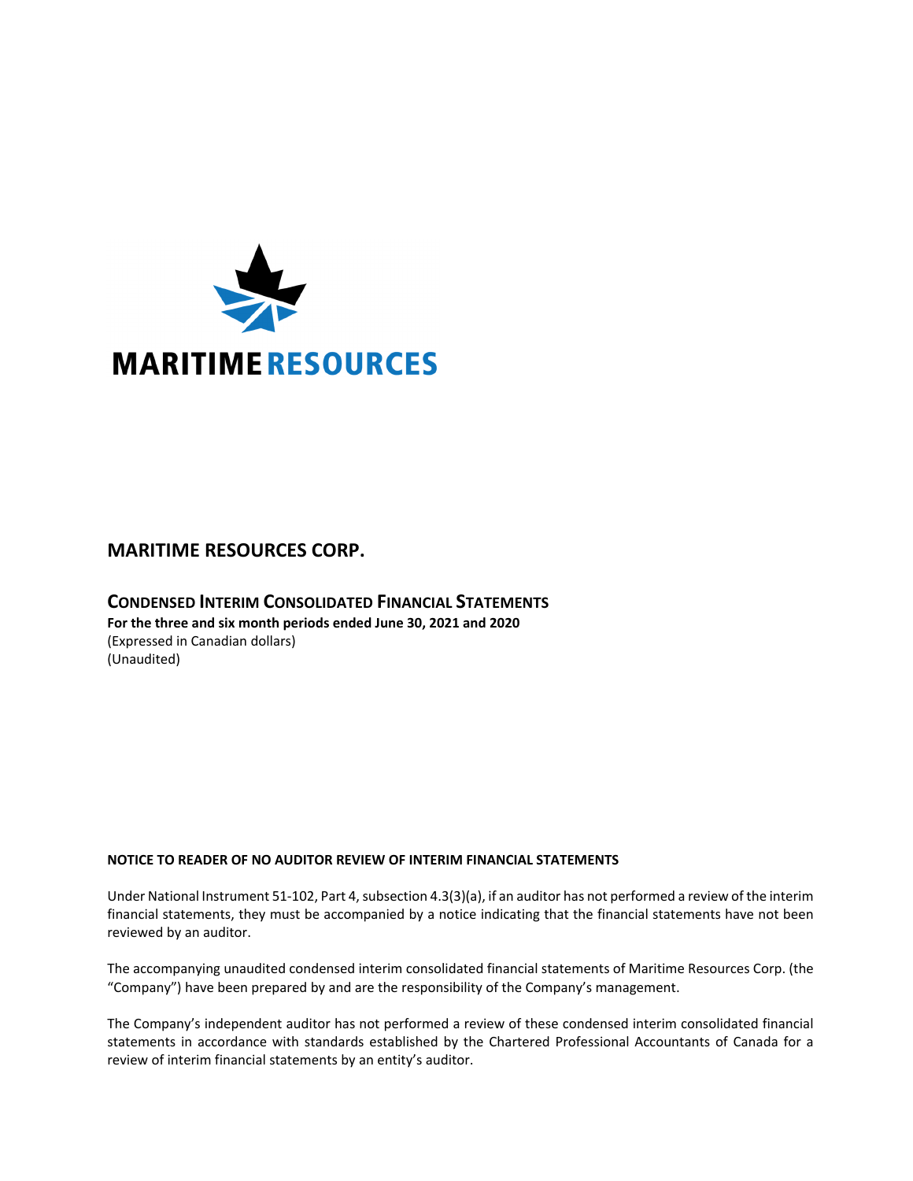MARITIME RESOURCES

# MARITIME RESOURCES CORP.

## CONDENSED INTERIM CONSOLIDATED FINANCIAL STATEMENTS

**For the three and six month periods ended June 30, 2021 and 2020**
(Expressed in Canadian dollars)
(Unaudited)

**NOTICE TO READER OF NO AUDITOR REVIEW OF INTERIM FINANCIAL STATEMENTS**

Under National Instrument 51-102, Part 4, subsection 4.3(3)(a), if an auditor has not performed a review of the interim financial statements, they must be accompanied by a notice indicating that the financial statements have not been reviewed by an auditor.

The accompanying unaudited condensed interim consolidated financial statements of Maritime Resources Corp. (the "Company") have been prepared by and are the responsibility of the Company's management.

The Company's independent auditor has not performed a review of these condensed interim consolidated financial statements in accordance with standards established by the Chartered Professional Accountants of Canada for a review of interim financial statements by an entity's auditor.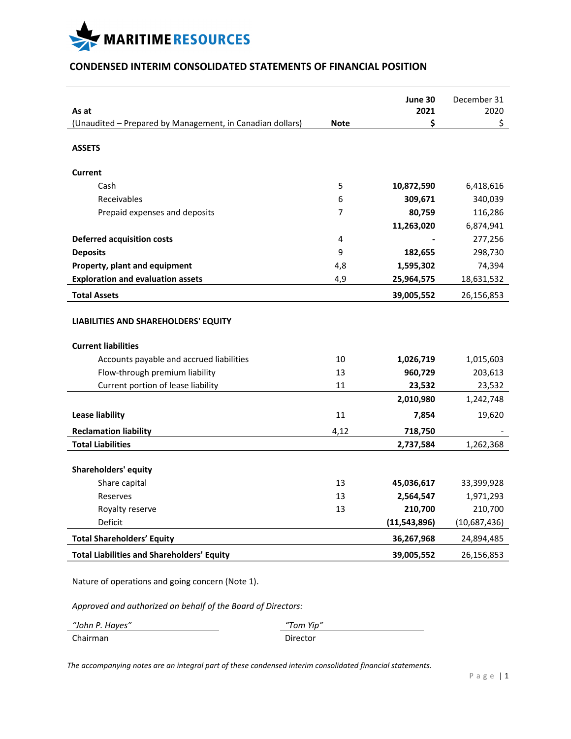# MARITIME RESOURCES

## CONDENSED INTERIM CONSOLIDATED STATEMENTS OF FINANCIAL POSITION

| As at<br>(Unaudited – Prepared by Management, in Canadian dollars) | Note | June 30<br>2021<br>$ | December 31<br>2020<br>$ |
|---|---|---|---|
| **ASSETS** | | | |
| **Current** | | | |
| Cash | 5 | **10,872,590** | 6,418,616 |
| Receivables | 6 | **309,671** | 340,039 |
| Prepaid expenses and deposits | 7 | **80,759** | 116,286 |
| | | **11,263,020** | 6,874,941 |
| **Deferred acquisition costs** | 4 | **-** | 277,256 |
| **Deposits** | 9 | **182,655** | 298,730 |
| **Property, plant and equipment** | 4,8 | **1,595,302** | 74,394 |
| **Exploration and evaluation assets** | 4,9 | **25,964,575** | 18,631,532 |
| **Total Assets** | | **39,005,552** | 26,156,853 |
| **LIABILITIES AND SHAREHOLDERS' EQUITY** | | | |
| **Current liabilities** | | | |
| Accounts payable and accrued liabilities | 10 | **1,026,719** | 1,015,603 |
| Flow-through premium liability | 13 | **960,729** | 203,613 |
| Current portion of lease liability | 11 | **23,532** | 23,532 |
| | | **2,010,980** | 1,242,748 |
| **Lease liability** | 11 | **7,854** | 19,620 |
| **Reclamation liability** | 4,12 | **718,750** | - |
| **Total Liabilities** | | **2,737,584** | 1,262,368 |
| **Shareholders' equity** | | | |
| Share capital | 13 | **45,036,617** | 33,399,928 |
| Reserves | 13 | **2,564,547** | 1,971,293 |
| Royalty reserve | 13 | **210,700** | 210,700 |
| Deficit | | **(11,543,896)** | (10,687,436) |
| **Total Shareholders' Equity** | | **36,267,968** | 24,894,485 |
| **Total Liabilities and Shareholders' Equity** | | **39,005,552** | 26,156,853 |

Nature of operations and going concern (Note 1).

*Approved and authorized on behalf of the Board of Directors:*

| *"John P. Hayes"* | *"Tom Yip"* |
|---|---|
| Chairman | Director |

*The accompanying notes are an integral part of these condensed interim consolidated financial statements.*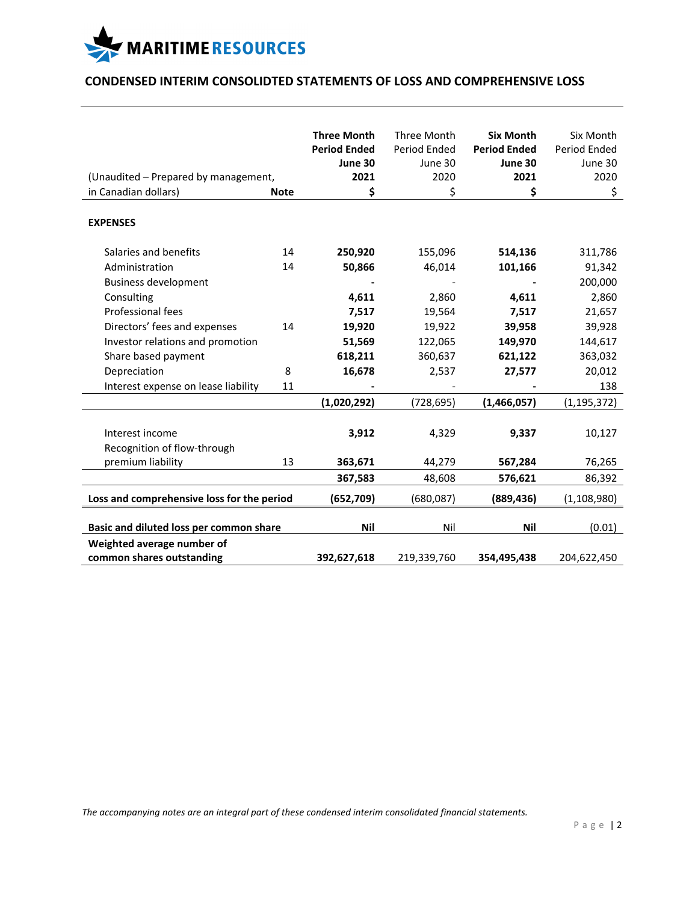## CONDENSED INTERIM CONSOLIDTED STATEMENTS OF LOSS AND COMPREHENSIVE LOSS

| (Unaudited – Prepared by management, in Canadian dollars) | Note | **Three Month Period Ended June 30 2021 $** | Three Month Period Ended June 30 2020 $ | **Six Month Period Ended June 30 2021 $** | Six Month Period Ended June 30 2020 $ |
|---|---|---|---|---|---|
| **EXPENSES** | | | | | |
| Salaries and benefits | 14 | **250,920** | 155,096 | **514,136** | 311,786 |
| Administration | 14 | **50,866** | 46,014 | **101,166** | 91,342 |
| Business development | | **-** | - | **-** | 200,000 |
| Consulting | | **4,611** | 2,860 | **4,611** | 2,860 |
| Professional fees | | **7,517** | 19,564 | **7,517** | 21,657 |
| Directors' fees and expenses | 14 | **19,920** | 19,922 | **39,958** | 39,928 |
| Investor relations and promotion | | **51,569** | 122,065 | **149,970** | 144,617 |
| Share based payment | | **618,211** | 360,637 | **621,122** | 363,032 |
| Depreciation | 8 | **16,678** | 2,537 | **27,577** | 20,012 |
| Interest expense on lease liability | 11 | **-** | - | **-** | 138 |
| | | **(1,020,292)** | (728,695) | **(1,466,057)** | (1,195,372) |
| Interest income | | **3,912** | 4,329 | **9,337** | 10,127 |
| Recognition of flow-through premium liability | 13 | **363,671** | 44,279 | **567,284** | 76,265 |
| | | **367,583** | 48,608 | **576,621** | 86,392 |
| **Loss and comprehensive loss for the period** | | **(652,709)** | (680,087) | **(889,436)** | (1,108,980) |
| **Basic and diluted loss per common share** | | **Nil** | Nil | **Nil** | (0.01) |
| **Weighted average number of common shares outstanding** | | **392,627,618** | 219,339,760 | **354,495,438** | 204,622,450 |

*The accompanying notes are an integral part of these condensed interim consolidated financial statements.*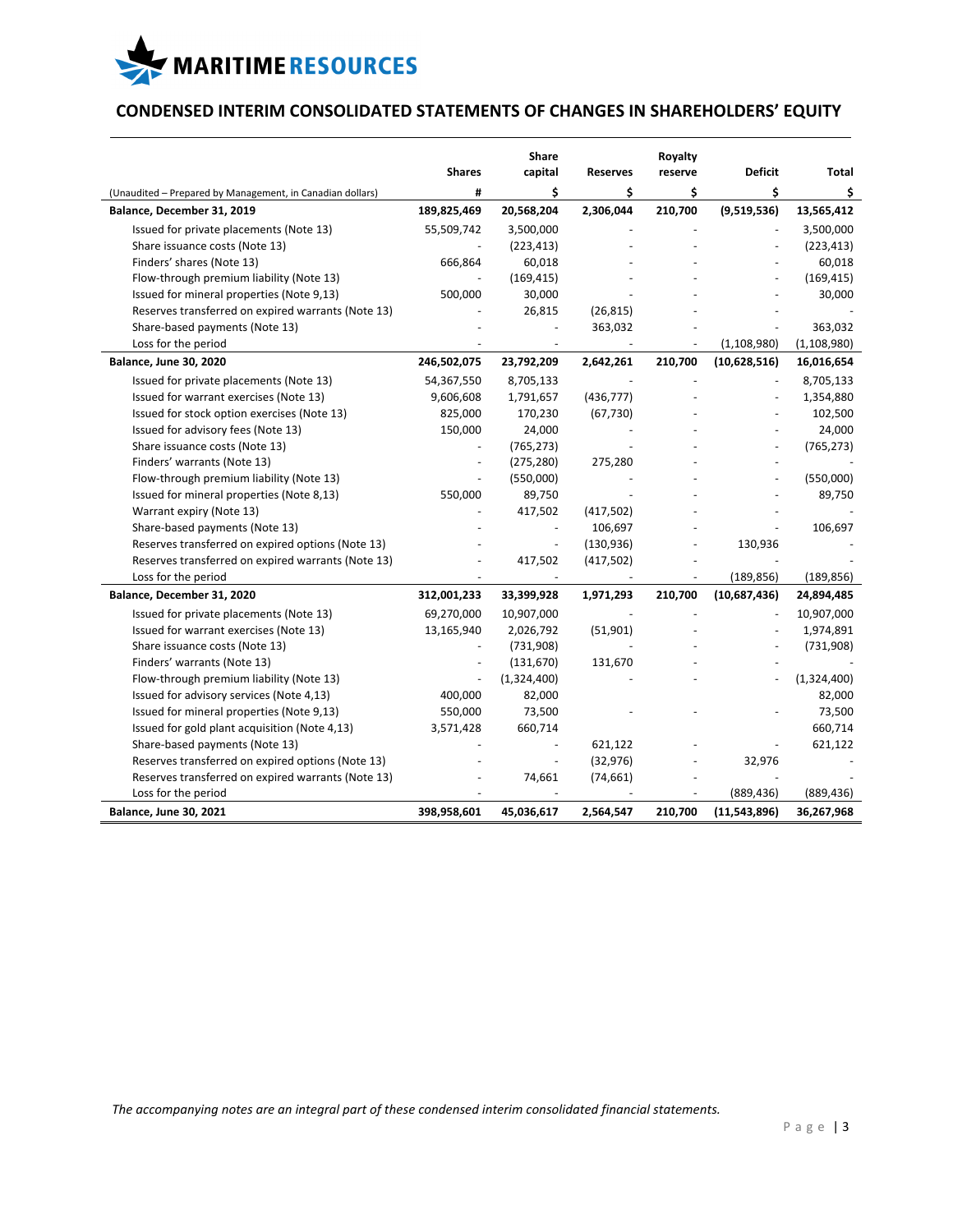# CONDENSED INTERIM CONSOLIDATED STATEMENTS OF CHANGES IN SHAREHOLDERS' EQUITY

| (Unaudited – Prepared by Management, in Canadian dollars) | Shares # | Share capital $ | Reserves $ | Royalty reserve $ | Deficit $ | Total $ |
|---|---|---|---|---|---|---|
| **Balance, December 31, 2019** | **189,825,469** | **20,568,204** | **2,306,044** | **210,700** | **(9,519,536)** | **13,565,412** |
| Issued for private placements (Note 13) | 55,509,742 | 3,500,000 | - | - | - | 3,500,000 |
| Share issuance costs (Note 13) | - | (223,413) | - | - | - | (223,413) |
| Finders' shares (Note 13) | 666,864 | 60,018 | - | - | - | 60,018 |
| Flow-through premium liability (Note 13) | - | (169,415) | - | - | - | (169,415) |
| Issued for mineral properties (Note 9,13) | 500,000 | 30,000 | - | - | - | 30,000 |
| Reserves transferred on expired warrants (Note 13) | - | 26,815 | (26,815) | - | - | - |
| Share-based payments (Note 13) | - | - | 363,032 | - | - | 363,032 |
| Loss for the period | - | - | - | - | (1,108,980) | (1,108,980) |
| **Balance, June 30, 2020** | **246,502,075** | **23,792,209** | **2,642,261** | **210,700** | **(10,628,516)** | **16,016,654** |
| Issued for private placements (Note 13) | 54,367,550 | 8,705,133 | - | - | - | 8,705,133 |
| Issued for warrant exercises (Note 13) | 9,606,608 | 1,791,657 | (436,777) | - | - | 1,354,880 |
| Issued for stock option exercises (Note 13) | 825,000 | 170,230 | (67,730) | - | - | 102,500 |
| Issued for advisory fees (Note 13) | 150,000 | 24,000 | - | - | - | 24,000 |
| Share issuance costs (Note 13) | - | (765,273) | - | - | - | (765,273) |
| Finders' warrants (Note 13) | - | (275,280) | 275,280 | - | - | - |
| Flow-through premium liability (Note 13) | - | (550,000) | - | - | - | (550,000) |
| Issued for mineral properties (Note 8,13) | 550,000 | 89,750 | - | - | - | 89,750 |
| Warrant expiry (Note 13) | - | 417,502 | (417,502) | - | - | - |
| Share-based payments (Note 13) | - | - | 106,697 | - | - | 106,697 |
| Reserves transferred on expired options (Note 13) | - | - | (130,936) | - | 130,936 | - |
| Reserves transferred on expired warrants (Note 13) | - | 417,502 | (417,502) | - | - | - |
| Loss for the period | - | - | - | - | (189,856) | (189,856) |
| **Balance, December 31, 2020** | **312,001,233** | **33,399,928** | **1,971,293** | **210,700** | **(10,687,436)** | **24,894,485** |
| Issued for private placements (Note 13) | 69,270,000 | 10,907,000 | - | - | - | 10,907,000 |
| Issued for warrant exercises (Note 13) | 13,165,940 | 2,026,792 | (51,901) | - | - | 1,974,891 |
| Share issuance costs (Note 13) | - | (731,908) | - | - | - | (731,908) |
| Finders' warrants (Note 13) | - | (131,670) | 131,670 | - | - | - |
| Flow-through premium liability (Note 13) | - | (1,324,400) | - | - | - | (1,324,400) |
| Issued for advisory services (Note 4,13) | 400,000 | 82,000 | | | | 82,000 |
| Issued for mineral properties (Note 9,13) | 550,000 | 73,500 | - | - | - | 73,500 |
| Issued for gold plant acquisition (Note 4,13) | 3,571,428 | 660,714 | | | | 660,714 |
| Share-based payments (Note 13) | - | - | 621,122 | - | - | 621,122 |
| Reserves transferred on expired options (Note 13) | - | - | (32,976) | - | 32,976 | - |
| Reserves transferred on expired warrants (Note 13) | - | 74,661 | (74,661) | - | - | - |
| Loss for the period | - | - | - | - | (889,436) | (889,436) |
| **Balance, June 30, 2021** | **398,958,601** | **45,036,617** | **2,564,547** | **210,700** | **(11,543,896)** | **36,267,968** |

*The accompanying notes are an integral part of these condensed interim consolidated financial statements.*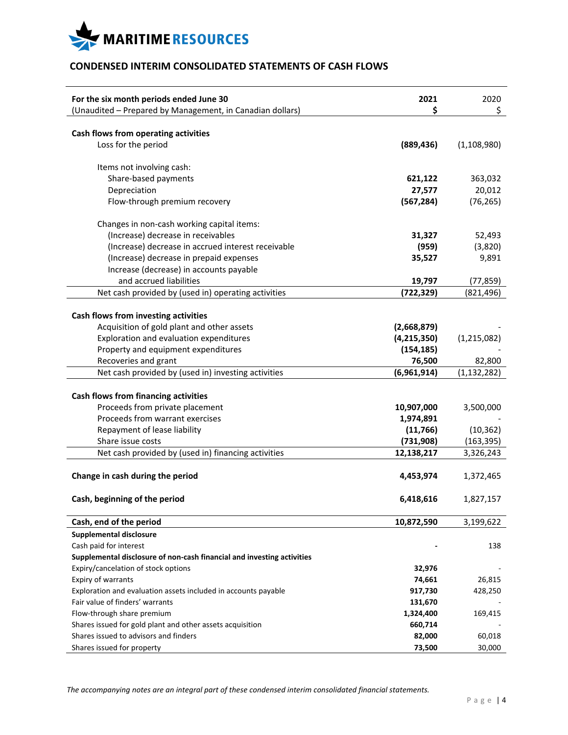**MARITIME RESOURCES**

## CONDENSED INTERIM CONSOLIDATED STATEMENTS OF CASH FLOWS

| **For the six month periods ended June 30** (Unaudited – Prepared by Management, in Canadian dollars) | **2021** **$** | 2020 $ |
|---|---|---|
| **Cash flows from operating activities** | | |
| Loss for the period | **(889,436)** | (1,108,980) |
| Items not involving cash: | | |
| Share-based payments | **621,122** | 363,032 |
| Depreciation | **27,577** | 20,012 |
| Flow-through premium recovery | **(567,284)** | (76,265) |
| Changes in non-cash working capital items: | | |
| (Increase) decrease in receivables | **31,327** | 52,493 |
| (Increase) decrease in accrued interest receivable | **(959)** | (3,820) |
| (Increase) decrease in prepaid expenses | **35,527** | 9,891 |
| Increase (decrease) in accounts payable and accrued liabilities | **19,797** | (77,859) |
| Net cash provided by (used in) operating activities | **(722,329)** | (821,496) |
| **Cash flows from investing activities** | | |
| Acquisition of gold plant and other assets | **(2,668,879)** | - |
| Exploration and evaluation expenditures | **(4,215,350)** | (1,215,082) |
| Property and equipment expenditures | **(154,185)** | - |
| Recoveries and grant | **76,500** | 82,800 |
| Net cash provided by (used in) investing activities | **(6,961,914)** | (1,132,282) |
| **Cash flows from financing activities** | | |
| Proceeds from private placement | **10,907,000** | 3,500,000 |
| Proceeds from warrant exercises | **1,974,891** | - |
| Repayment of lease liability | **(11,766)** | (10,362) |
| Share issue costs | **(731,908)** | (163,395) |
| Net cash provided by (used in) financing activities | **12,138,217** | 3,326,243 |
| **Change in cash during the period** | **4,453,974** | 1,372,465 |
| **Cash, beginning of the period** | **6,418,616** | 1,827,157 |
| **Cash, end of the period** | **10,872,590** | 3,199,622 |
| **Supplemental disclosure** | | |
| Cash paid for interest | **-** | 138 |
| **Supplemental disclosure of non-cash financial and investing activities** | | |
| Expiry/cancelation of stock options | **32,976** | - |
| Expiry of warrants | **74,661** | 26,815 |
| Exploration and evaluation assets included in accounts payable | **917,730** | 428,250 |
| Fair value of finders' warrants | **131,670** | - |
| Flow-through share premium | **1,324,400** | 169,415 |
| Shares issued for gold plant and other assets acquisition | **660,714** | - |
| Shares issued to advisors and finders | **82,000** | 60,018 |
| Shares issued for property | **73,500** | 30,000 |

*The accompanying notes are an integral part of these condensed interim consolidated financial statements.*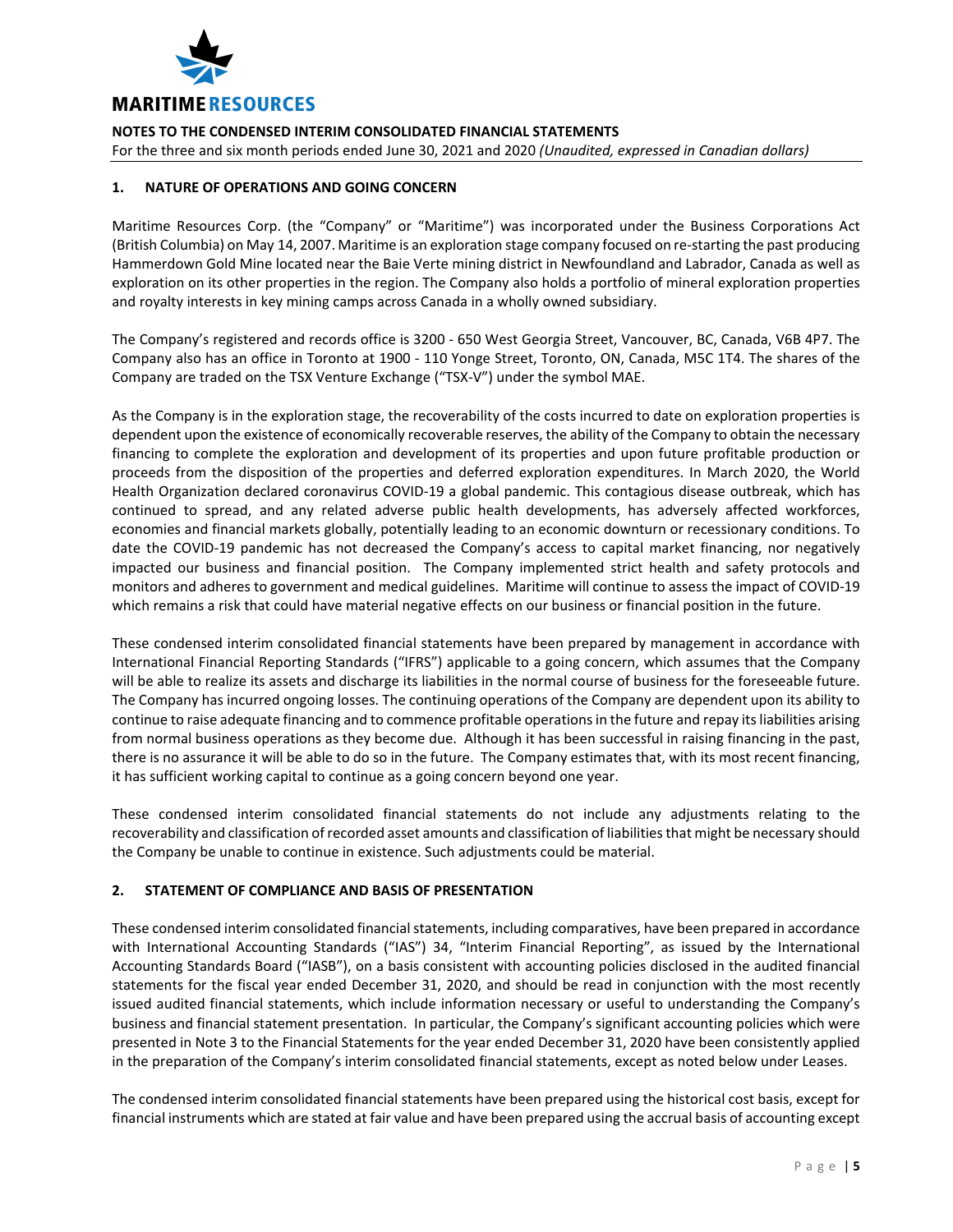## 1. NATURE OF OPERATIONS AND GOING CONCERN

Maritime Resources Corp. (the "Company" or "Maritime") was incorporated under the Business Corporations Act (British Columbia) on May 14, 2007. Maritime is an exploration stage company focused on re-starting the past producing Hammerdown Gold Mine located near the Baie Verte mining district in Newfoundland and Labrador, Canada as well as exploration on its other properties in the region. The Company also holds a portfolio of mineral exploration properties and royalty interests in key mining camps across Canada in a wholly owned subsidiary.

The Company's registered and records office is 3200 - 650 West Georgia Street, Vancouver, BC, Canada, V6B 4P7. The Company also has an office in Toronto at 1900 - 110 Yonge Street, Toronto, ON, Canada, M5C 1T4. The shares of the Company are traded on the TSX Venture Exchange ("TSX-V") under the symbol MAE.

As the Company is in the exploration stage, the recoverability of the costs incurred to date on exploration properties is dependent upon the existence of economically recoverable reserves, the ability of the Company to obtain the necessary financing to complete the exploration and development of its properties and upon future profitable production or proceeds from the disposition of the properties and deferred exploration expenditures. In March 2020, the World Health Organization declared coronavirus COVID-19 a global pandemic. This contagious disease outbreak, which has continued to spread, and any related adverse public health developments, has adversely affected workforces, economies and financial markets globally, potentially leading to an economic downturn or recessionary conditions. To date the COVID-19 pandemic has not decreased the Company's access to capital market financing, nor negatively impacted our business and financial position. The Company implemented strict health and safety protocols and monitors and adheres to government and medical guidelines. Maritime will continue to assess the impact of COVID-19 which remains a risk that could have material negative effects on our business or financial position in the future.

These condensed interim consolidated financial statements have been prepared by management in accordance with International Financial Reporting Standards ("IFRS") applicable to a going concern, which assumes that the Company will be able to realize its assets and discharge its liabilities in the normal course of business for the foreseeable future. The Company has incurred ongoing losses. The continuing operations of the Company are dependent upon its ability to continue to raise adequate financing and to commence profitable operations in the future and repay its liabilities arising from normal business operations as they become due. Although it has been successful in raising financing in the past, there is no assurance it will be able to do so in the future. The Company estimates that, with its most recent financing, it has sufficient working capital to continue as a going concern beyond one year.

These condensed interim consolidated financial statements do not include any adjustments relating to the recoverability and classification of recorded asset amounts and classification of liabilities that might be necessary should the Company be unable to continue in existence. Such adjustments could be material.

## 2. STATEMENT OF COMPLIANCE AND BASIS OF PRESENTATION

These condensed interim consolidated financial statements, including comparatives, have been prepared in accordance with International Accounting Standards ("IAS") 34, "Interim Financial Reporting", as issued by the International Accounting Standards Board ("IASB"), on a basis consistent with accounting policies disclosed in the audited financial statements for the fiscal year ended December 31, 2020, and should be read in conjunction with the most recently issued audited financial statements, which include information necessary or useful to understanding the Company's business and financial statement presentation. In particular, the Company's significant accounting policies which were presented in Note 3 to the Financial Statements for the year ended December 31, 2020 have been consistently applied in the preparation of the Company's interim consolidated financial statements, except as noted below under Leases.

The condensed interim consolidated financial statements have been prepared using the historical cost basis, except for financial instruments which are stated at fair value and have been prepared using the accrual basis of accounting except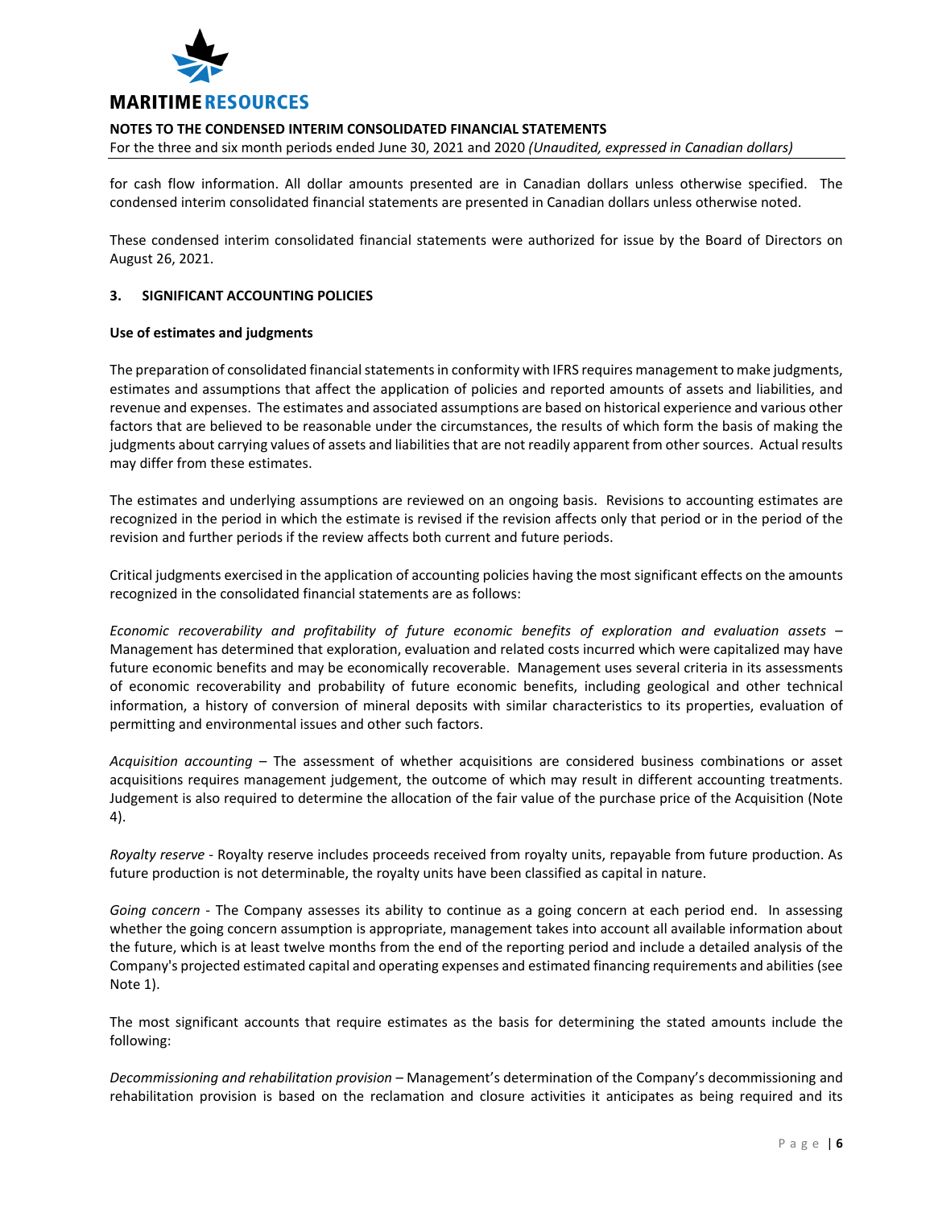for cash flow information. All dollar amounts presented are in Canadian dollars unless otherwise specified. The condensed interim consolidated financial statements are presented in Canadian dollars unless otherwise noted.

These condensed interim consolidated financial statements were authorized for issue by the Board of Directors on August 26, 2021.

## 3. SIGNIFICANT ACCOUNTING POLICIES

### Use of estimates and judgments

The preparation of consolidated financial statements in conformity with IFRS requires management to make judgments, estimates and assumptions that affect the application of policies and reported amounts of assets and liabilities, and revenue and expenses. The estimates and associated assumptions are based on historical experience and various other factors that are believed to be reasonable under the circumstances, the results of which form the basis of making the judgments about carrying values of assets and liabilities that are not readily apparent from other sources. Actual results may differ from these estimates.

The estimates and underlying assumptions are reviewed on an ongoing basis. Revisions to accounting estimates are recognized in the period in which the estimate is revised if the revision affects only that period or in the period of the revision and further periods if the review affects both current and future periods.

Critical judgments exercised in the application of accounting policies having the most significant effects on the amounts recognized in the consolidated financial statements are as follows:

*Economic recoverability and profitability of future economic benefits of exploration and evaluation assets* – Management has determined that exploration, evaluation and related costs incurred which were capitalized may have future economic benefits and may be economically recoverable. Management uses several criteria in its assessments of economic recoverability and probability of future economic benefits, including geological and other technical information, a history of conversion of mineral deposits with similar characteristics to its properties, evaluation of permitting and environmental issues and other such factors.

*Acquisition accounting* – The assessment of whether acquisitions are considered business combinations or asset acquisitions requires management judgement, the outcome of which may result in different accounting treatments. Judgement is also required to determine the allocation of the fair value of the purchase price of the Acquisition (Note 4).

*Royalty reserve* - Royalty reserve includes proceeds received from royalty units, repayable from future production. As future production is not determinable, the royalty units have been classified as capital in nature.

*Going concern* - The Company assesses its ability to continue as a going concern at each period end. In assessing whether the going concern assumption is appropriate, management takes into account all available information about the future, which is at least twelve months from the end of the reporting period and include a detailed analysis of the Company's projected estimated capital and operating expenses and estimated financing requirements and abilities (see Note 1).

The most significant accounts that require estimates as the basis for determining the stated amounts include the following:

*Decommissioning and rehabilitation provision* – Management's determination of the Company's decommissioning and rehabilitation provision is based on the reclamation and closure activities it anticipates as being required and its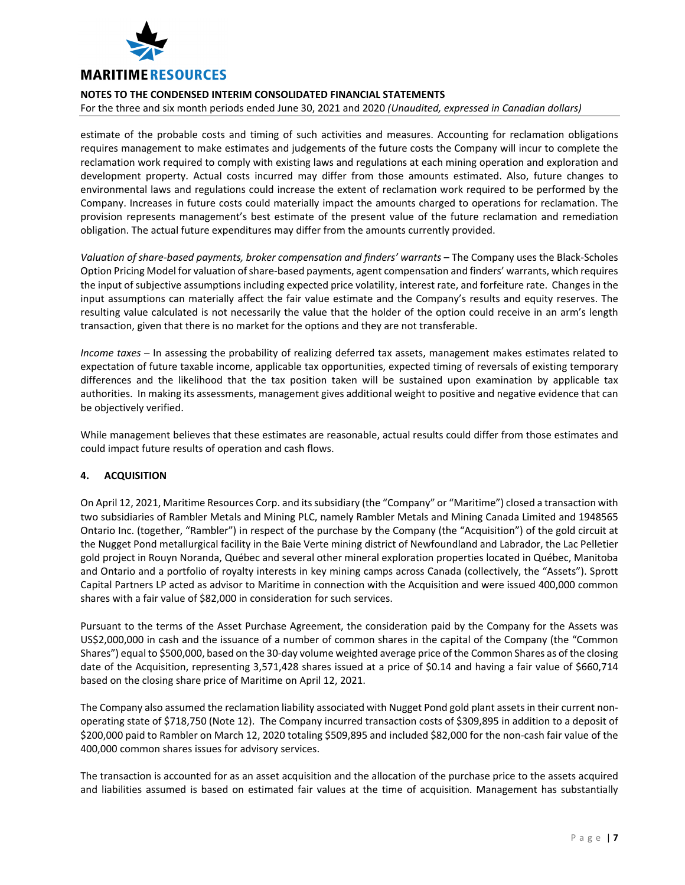estimate of the probable costs and timing of such activities and measures. Accounting for reclamation obligations requires management to make estimates and judgements of the future costs the Company will incur to complete the reclamation work required to comply with existing laws and regulations at each mining operation and exploration and development property. Actual costs incurred may differ from those amounts estimated. Also, future changes to environmental laws and regulations could increase the extent of reclamation work required to be performed by the Company. Increases in future costs could materially impact the amounts charged to operations for reclamation. The provision represents management's best estimate of the present value of the future reclamation and remediation obligation. The actual future expenditures may differ from the amounts currently provided.

*Valuation of share-based payments, broker compensation and finders' warrants* – The Company uses the Black-Scholes Option Pricing Model for valuation of share-based payments, agent compensation and finders' warrants, which requires the input of subjective assumptions including expected price volatility, interest rate, and forfeiture rate. Changes in the input assumptions can materially affect the fair value estimate and the Company's results and equity reserves. The resulting value calculated is not necessarily the value that the holder of the option could receive in an arm's length transaction, given that there is no market for the options and they are not transferable.

*Income taxes* – In assessing the probability of realizing deferred tax assets, management makes estimates related to expectation of future taxable income, applicable tax opportunities, expected timing of reversals of existing temporary differences and the likelihood that the tax position taken will be sustained upon examination by applicable tax authorities. In making its assessments, management gives additional weight to positive and negative evidence that can be objectively verified.

While management believes that these estimates are reasonable, actual results could differ from those estimates and could impact future results of operation and cash flows.

## 4. ACQUISITION

On April 12, 2021, Maritime Resources Corp. and its subsidiary (the "Company" or "Maritime") closed a transaction with two subsidiaries of Rambler Metals and Mining PLC, namely Rambler Metals and Mining Canada Limited and 1948565 Ontario Inc. (together, "Rambler") in respect of the purchase by the Company (the "Acquisition") of the gold circuit at the Nugget Pond metallurgical facility in the Baie Verte mining district of Newfoundland and Labrador, the Lac Pelletier gold project in Rouyn Noranda, Québec and several other mineral exploration properties located in Québec, Manitoba and Ontario and a portfolio of royalty interests in key mining camps across Canada (collectively, the "Assets"). Sprott Capital Partners LP acted as advisor to Maritime in connection with the Acquisition and were issued 400,000 common shares with a fair value of $82,000 in consideration for such services.

Pursuant to the terms of the Asset Purchase Agreement, the consideration paid by the Company for the Assets was US$2,000,000 in cash and the issuance of a number of common shares in the capital of the Company (the "Common Shares") equal to $500,000, based on the 30-day volume weighted average price of the Common Shares as of the closing date of the Acquisition, representing 3,571,428 shares issued at a price of $0.14 and having a fair value of $660,714 based on the closing share price of Maritime on April 12, 2021.

The Company also assumed the reclamation liability associated with Nugget Pond gold plant assets in their current non-operating state of $718,750 (Note 12). The Company incurred transaction costs of $309,895 in addition to a deposit of $200,000 paid to Rambler on March 12, 2020 totaling $509,895 and included $82,000 for the non-cash fair value of the 400,000 common shares issues for advisory services.

The transaction is accounted for as an asset acquisition and the allocation of the purchase price to the assets acquired and liabilities assumed is based on estimated fair values at the time of acquisition. Management has substantially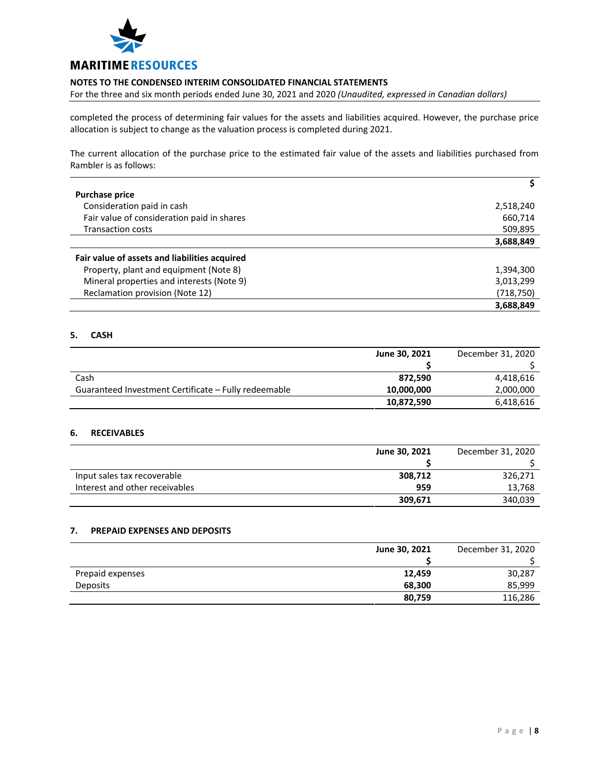completed the process of determining fair values for the assets and liabilities acquired. However, the purchase price allocation is subject to change as the valuation process is completed during 2021.

The current allocation of the purchase price to the estimated fair value of the assets and liabilities purchased from Rambler is as follows:

| | $ |
|---|---|
| **Purchase price** | |
| Consideration paid in cash | 2,518,240 |
| Fair value of consideration paid in shares | 660,714 |
| Transaction costs | 509,895 |
| | **3,688,849** |
| **Fair value of assets and liabilities acquired** | |
| Property, plant and equipment (Note 8) | 1,394,300 |
| Mineral properties and interests (Note 9) | 3,013,299 |
| Reclamation provision (Note 12) | (718,750) |
| | **3,688,849** |

## 5. CASH

| | **June 30, 2021** | December 31, 2020 |
|---|---|---|
| | **$** | $ |
| Cash | **872,590** | 4,418,616 |
| Guaranteed Investment Certificate – Fully redeemable | **10,000,000** | 2,000,000 |
| | **10,872,590** | 6,418,616 |

## 6. RECEIVABLES

| | **June 30, 2021** | December 31, 2020 |
|---|---|---|
| | **$** | $ |
| Input sales tax recoverable | **308,712** | 326,271 |
| Interest and other receivables | **959** | 13,768 |
| | **309,671** | 340,039 |

## 7. PREPAID EXPENSES AND DEPOSITS

| | **June 30, 2021** | December 31, 2020 |
|---|---|---|
| | **$** | $ |
| Prepaid expenses | **12,459** | 30,287 |
| Deposits | **68,300** | 85,999 |
| | **80,759** | 116,286 |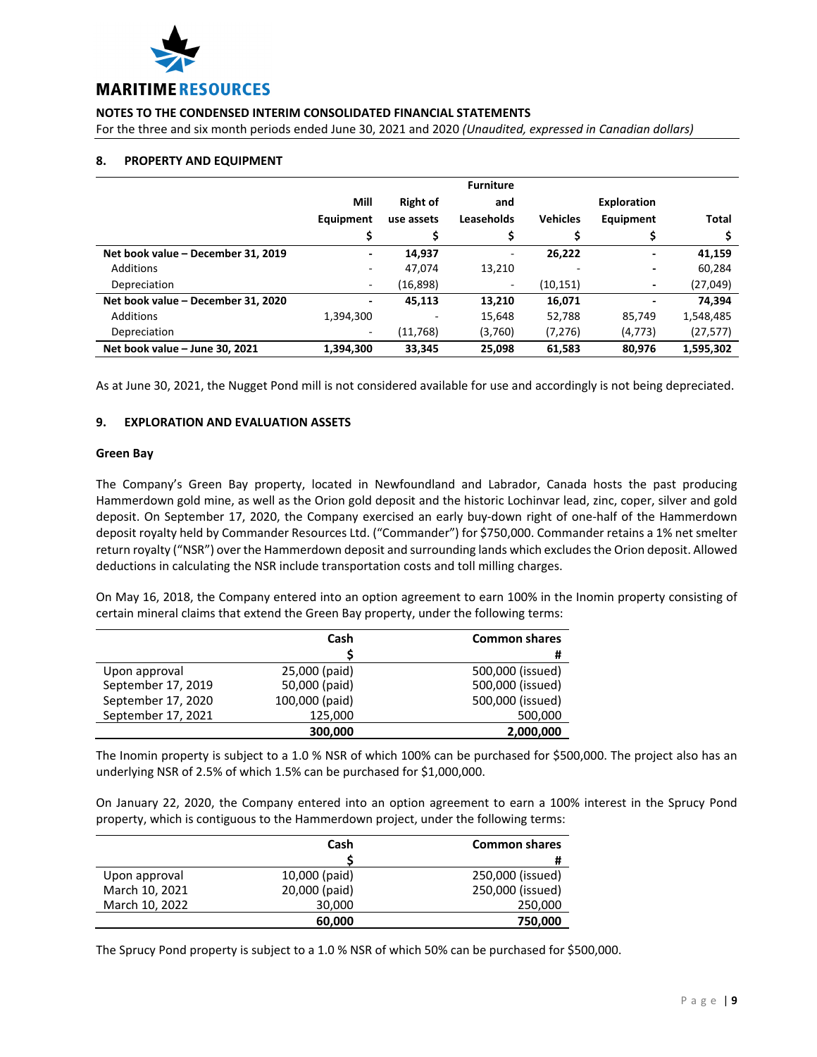**NOTES TO THE CONDENSED INTERIM CONSOLIDATED FINANCIAL STATEMENTS**

For the three and six month periods ended June 30, 2021 and 2020 *(Unaudited, expressed in Canadian dollars)*

## 8. PROPERTY AND EQUIPMENT

| | Mill Equipment | Right of use assets | Furniture and Leaseholds | Vehicles | Exploration Equipment | Total |
|---|---|---|---|---|---|---|
| | $ | $ | $ | $ | $ | $ |
| **Net book value – December 31, 2019** | **-** | **14,937** | - | **26,222** | **-** | **41,159** |
| Additions | - | 47,074 | 13,210 | - | - | 60,284 |
| Depreciation | - | (16,898) | - | (10,151) | - | (27,049) |
| **Net book value – December 31, 2020** | **-** | **45,113** | **13,210** | **16,071** | **-** | **74,394** |
| Additions | 1,394,300 | - | 15,648 | 52,788 | 85,749 | 1,548,485 |
| Depreciation | - | (11,768) | (3,760) | (7,276) | (4,773) | (27,577) |
| **Net book value – June 30, 2021** | **1,394,300** | **33,345** | **25,098** | **61,583** | **80,976** | **1,595,302** |

As at June 30, 2021, the Nugget Pond mill is not considered available for use and accordingly is not being depreciated.

## 9. EXPLORATION AND EVALUATION ASSETS

### Green Bay

The Company's Green Bay property, located in Newfoundland and Labrador, Canada hosts the past producing Hammerdown gold mine, as well as the Orion gold deposit and the historic Lochinvar lead, zinc, coper, silver and gold deposit. On September 17, 2020, the Company exercised an early buy-down right of one-half of the Hammerdown deposit royalty held by Commander Resources Ltd. ("Commander") for $750,000. Commander retains a 1% net smelter return royalty ("NSR") over the Hammerdown deposit and surrounding lands which excludes the Orion deposit. Allowed deductions in calculating the NSR include transportation costs and toll milling charges.

On May 16, 2018, the Company entered into an option agreement to earn 100% in the Inomin property consisting of certain mineral claims that extend the Green Bay property, under the following terms:

| | Cash | Common shares |
|---|---|---|
| | $ | # |
| Upon approval | 25,000 (paid) | 500,000 (issued) |
| September 17, 2019 | 50,000 (paid) | 500,000 (issued) |
| September 17, 2020 | 100,000 (paid) | 500,000 (issued) |
| September 17, 2021 | 125,000 | 500,000 |
| | **300,000** | **2,000,000** |

The Inomin property is subject to a 1.0 % NSR of which 100% can be purchased for $500,000. The project also has an underlying NSR of 2.5% of which 1.5% can be purchased for $1,000,000.

On January 22, 2020, the Company entered into an option agreement to earn a 100% interest in the Sprucy Pond property, which is contiguous to the Hammerdown project, under the following terms:

| | Cash | Common shares |
|---|---|---|
| | $ | # |
| Upon approval | 10,000 (paid) | 250,000 (issued) |
| March 10, 2021 | 20,000 (paid) | 250,000 (issued) |
| March 10, 2022 | 30,000 | 250,000 |
| | **60,000** | **750,000** |

The Sprucy Pond property is subject to a 1.0 % NSR of which 50% can be purchased for $500,000.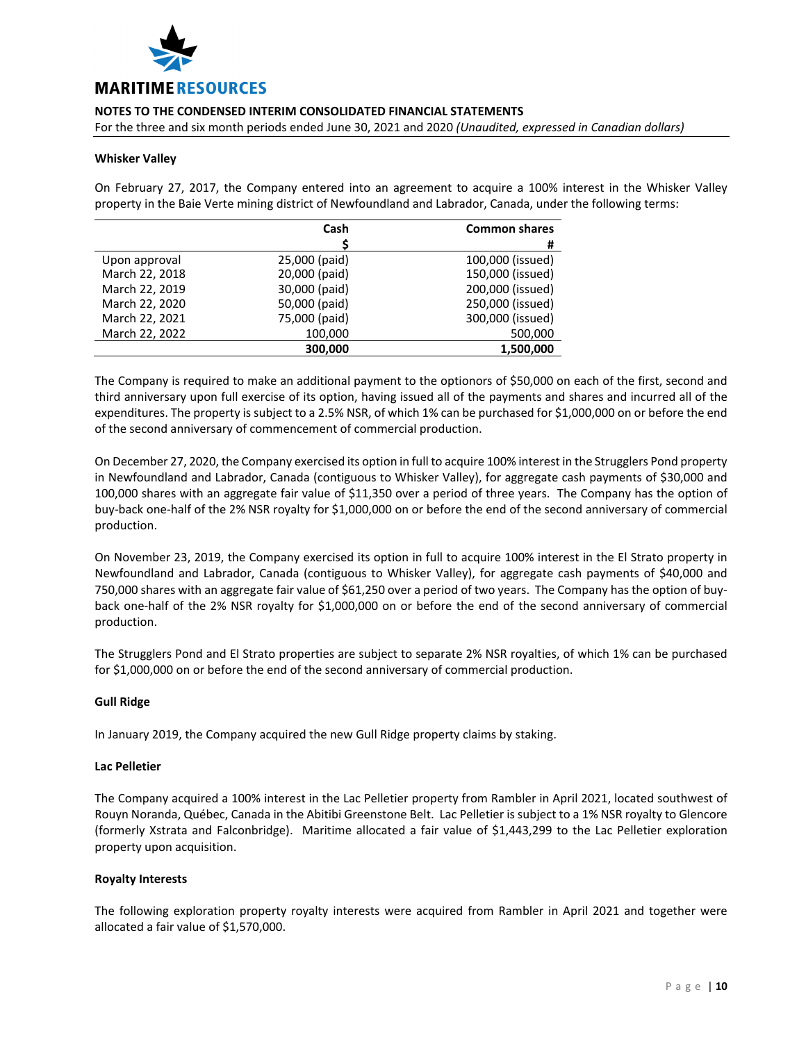#### Whisker Valley

On February 27, 2017, the Company entered into an agreement to acquire a 100% interest in the Whisker Valley property in the Baie Verte mining district of Newfoundland and Labrador, Canada, under the following terms:

| | Cash | Common shares |
|---|---|---|
| | $ | # |
| Upon approval | 25,000 (paid) | 100,000 (issued) |
| March 22, 2018 | 20,000 (paid) | 150,000 (issued) |
| March 22, 2019 | 30,000 (paid) | 200,000 (issued) |
| March 22, 2020 | 50,000 (paid) | 250,000 (issued) |
| March 22, 2021 | 75,000 (paid) | 300,000 (issued) |
| March 22, 2022 | 100,000 | 500,000 |
| | **300,000** | **1,500,000** |

The Company is required to make an additional payment to the optionors of $50,000 on each of the first, second and third anniversary upon full exercise of its option, having issued all of the payments and shares and incurred all of the expenditures. The property is subject to a 2.5% NSR, of which 1% can be purchased for $1,000,000 on or before the end of the second anniversary of commencement of commercial production.

On December 27, 2020, the Company exercised its option in full to acquire 100% interest in the Strugglers Pond property in Newfoundland and Labrador, Canada (contiguous to Whisker Valley), for aggregate cash payments of $30,000 and 100,000 shares with an aggregate fair value of $11,350 over a period of three years. The Company has the option of buy-back one-half of the 2% NSR royalty for $1,000,000 on or before the end of the second anniversary of commercial production.

On November 23, 2019, the Company exercised its option in full to acquire 100% interest in the El Strato property in Newfoundland and Labrador, Canada (contiguous to Whisker Valley), for aggregate cash payments of $40,000 and 750,000 shares with an aggregate fair value of $61,250 over a period of two years. The Company has the option of buy-back one-half of the 2% NSR royalty for $1,000,000 on or before the end of the second anniversary of commercial production.

The Strugglers Pond and El Strato properties are subject to separate 2% NSR royalties, of which 1% can be purchased for $1,000,000 on or before the end of the second anniversary of commercial production.

#### Gull Ridge

In January 2019, the Company acquired the new Gull Ridge property claims by staking.

#### Lac Pelletier

The Company acquired a 100% interest in the Lac Pelletier property from Rambler in April 2021, located southwest of Rouyn Noranda, Québec, Canada in the Abitibi Greenstone Belt. Lac Pelletier is subject to a 1% NSR royalty to Glencore (formerly Xstrata and Falconbridge). Maritime allocated a fair value of $1,443,299 to the Lac Pelletier exploration property upon acquisition.

#### Royalty Interests

The following exploration property royalty interests were acquired from Rambler in April 2021 and together were allocated a fair value of $1,570,000.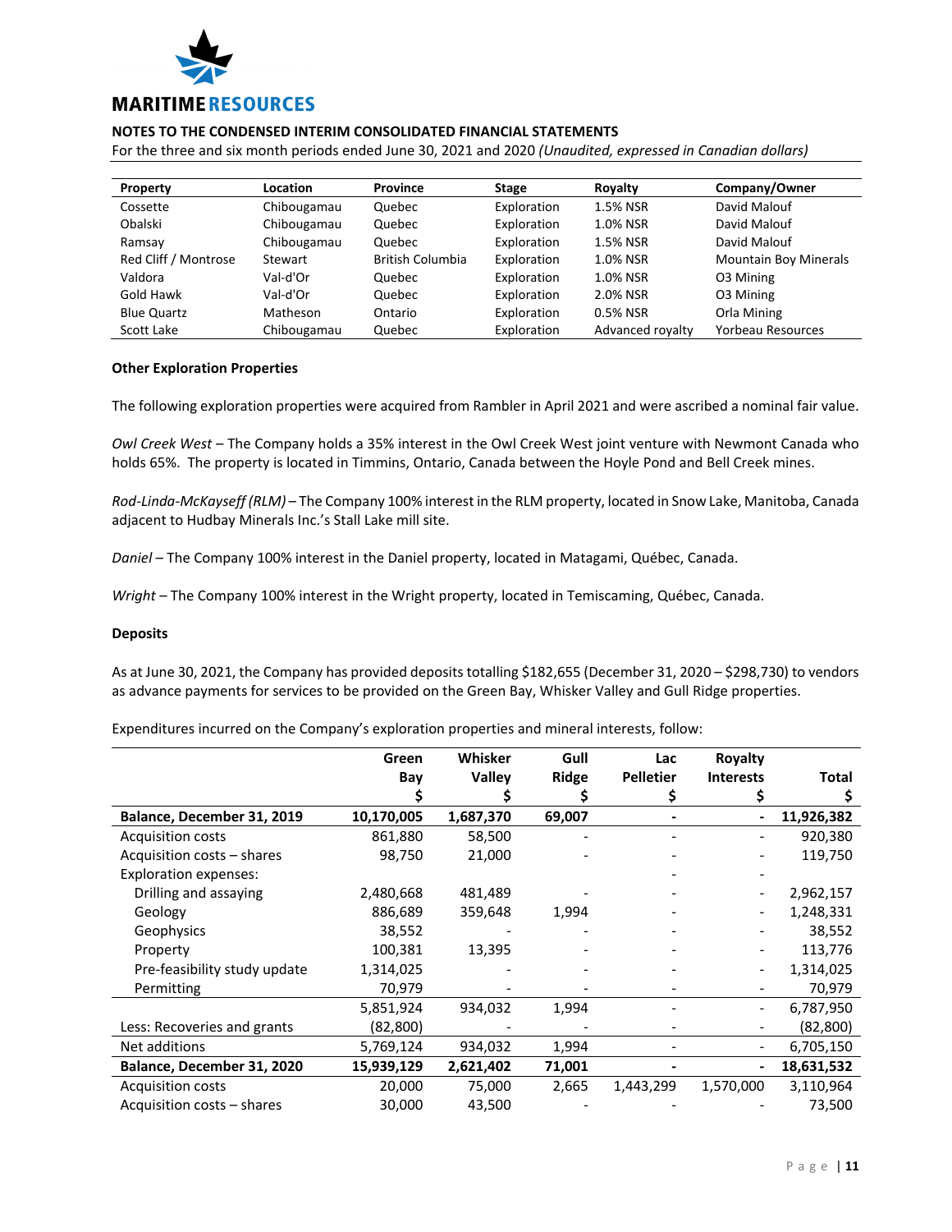## NOTES TO THE CONDENSED INTERIM CONSOLIDATED FINANCIAL STATEMENTS

For the three and six month periods ended June 30, 2021 and 2020 *(Unaudited, expressed in Canadian dollars)*

| Property | Location | Province | Stage | Royalty | Company/Owner |
|---|---|---|---|---|---|
| Cossette | Chibougamau | Quebec | Exploration | 1.5% NSR | David Malouf |
| Obalski | Chibougamau | Quebec | Exploration | 1.0% NSR | David Malouf |
| Ramsay | Chibougamau | Quebec | Exploration | 1.5% NSR | David Malouf |
| Red Cliff / Montrose | Stewart | British Columbia | Exploration | 1.0% NSR | Mountain Boy Minerals |
| Valdora | Val-d'Or | Quebec | Exploration | 1.0% NSR | O3 Mining |
| Gold Hawk | Val-d'Or | Quebec | Exploration | 2.0% NSR | O3 Mining |
| Blue Quartz | Matheson | Ontario | Exploration | 0.5% NSR | Orla Mining |
| Scott Lake | Chibougamau | Quebec | Exploration | Advanced royalty | Yorbeau Resources |

**Other Exploration Properties**

The following exploration properties were acquired from Rambler in April 2021 and were ascribed a nominal fair value.

*Owl Creek West* – The Company holds a 35% interest in the Owl Creek West joint venture with Newmont Canada who holds 65%. The property is located in Timmins, Ontario, Canada between the Hoyle Pond and Bell Creek mines.

*Rod-Linda-McKayseff (RLM)* – The Company 100% interest in the RLM property, located in Snow Lake, Manitoba, Canada adjacent to Hudbay Minerals Inc.'s Stall Lake mill site.

*Daniel* – The Company 100% interest in the Daniel property, located in Matagami, Québec, Canada.

*Wright* – The Company 100% interest in the Wright property, located in Temiscaming, Québec, Canada.

**Deposits**

As at June 30, 2021, the Company has provided deposits totalling $182,655 (December 31, 2020 – $298,730) to vendors as advance payments for services to be provided on the Green Bay, Whisker Valley and Gull Ridge properties.

Expenditures incurred on the Company's exploration properties and mineral interests, follow:

| | Green Bay<br>$ | Whisker Valley<br>$ | Gull Ridge<br>$ | Lac Pelletier<br>$ | Royalty Interests<br>$ | Total<br>$ |
|---|---|---|---|---|---|---|
| **Balance, December 31, 2019** | **10,170,005** | **1,687,370** | **69,007** | **-** | **-** | **11,926,382** |
| Acquisition costs | 861,880 | 58,500 | - | - | - | 920,380 |
| Acquisition costs – shares | 98,750 | 21,000 | - | - | - | 119,750 |
| Exploration expenses: | | | | - | - | |
| Drilling and assaying | 2,480,668 | 481,489 | - | - | - | 2,962,157 |
| Geology | 886,689 | 359,648 | 1,994 | - | - | 1,248,331 |
| Geophysics | 38,552 | - | - | - | - | 38,552 |
| Property | 100,381 | 13,395 | - | - | - | 113,776 |
| Pre-feasibility study update | 1,314,025 | - | - | - | - | 1,314,025 |
| Permitting | 70,979 | - | - | - | - | 70,979 |
| | 5,851,924 | 934,032 | 1,994 | - | - | 6,787,950 |
| Less: Recoveries and grants | (82,800) | - | - | - | - | (82,800) |
| Net additions | 5,769,124 | 934,032 | 1,994 | - | - | 6,705,150 |
| **Balance, December 31, 2020** | **15,939,129** | **2,621,402** | **71,001** | **-** | **-** | **18,631,532** |
| Acquisition costs | 20,000 | 75,000 | 2,665 | 1,443,299 | 1,570,000 | 3,110,964 |
| Acquisition costs – shares | 30,000 | 43,500 | - | - | - | 73,500 |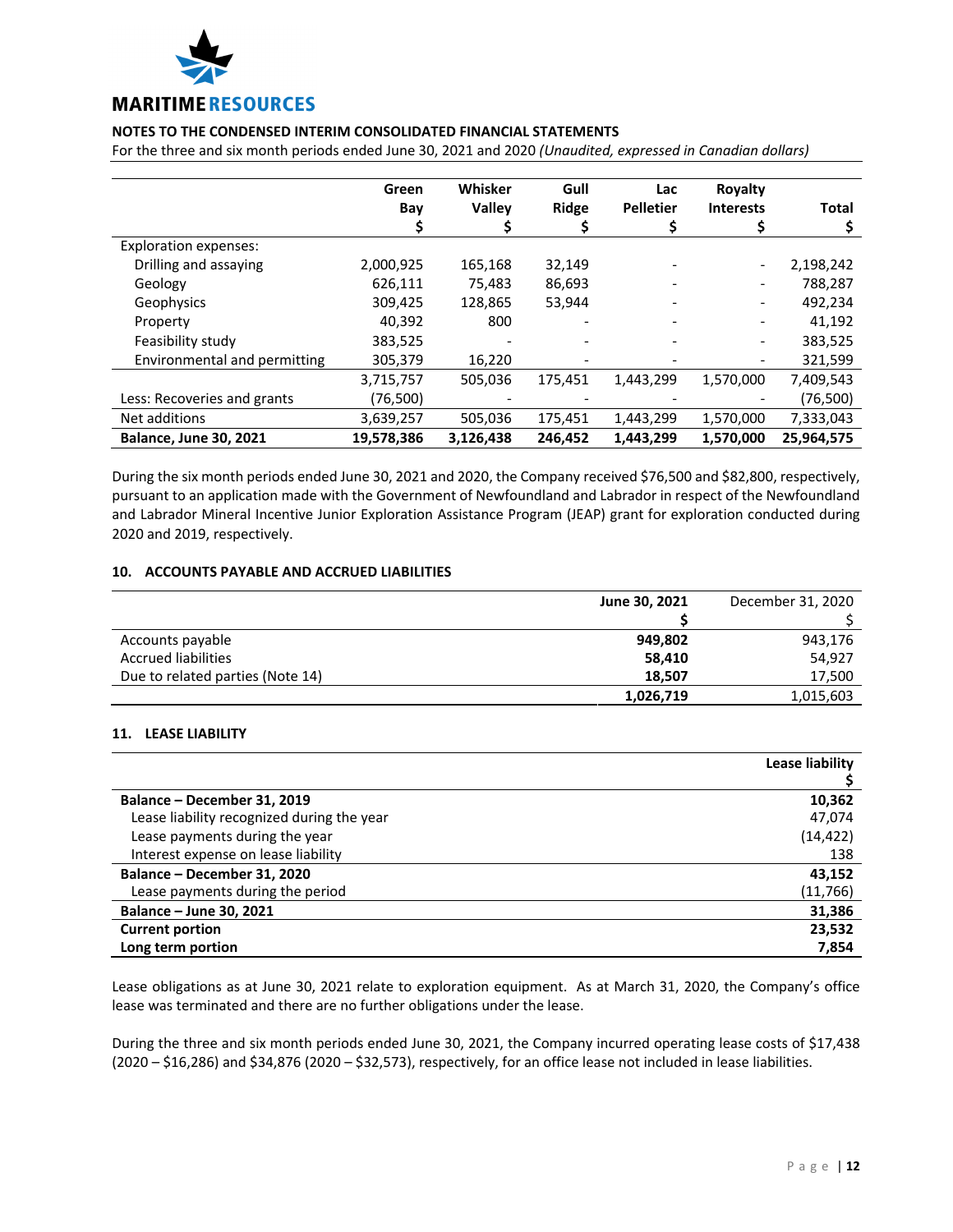| | Green Bay $ | Whisker Valley $ | Gull Ridge $ | Lac Pelletier $ | Royalty Interests $ | Total $ |
|---|---|---|---|---|---|---|
| Exploration expenses: | | | | | | |
| Drilling and assaying | 2,000,925 | 165,168 | 32,149 | - | - | 2,198,242 |
| Geology | 626,111 | 75,483 | 86,693 | - | - | 788,287 |
| Geophysics | 309,425 | 128,865 | 53,944 | - | - | 492,234 |
| Property | 40,392 | 800 | - | - | - | 41,192 |
| Feasibility study | 383,525 | - | - | - | - | 383,525 |
| Environmental and permitting | 305,379 | 16,220 | - | - | - | 321,599 |
| | 3,715,757 | 505,036 | 175,451 | 1,443,299 | 1,570,000 | 7,409,543 |
| Less: Recoveries and grants | (76,500) | - | - | - | - | (76,500) |
| Net additions | 3,639,257 | 505,036 | 175,451 | 1,443,299 | 1,570,000 | 7,333,043 |
| **Balance, June 30, 2021** | **19,578,386** | **3,126,438** | **246,452** | **1,443,299** | **1,570,000** | **25,964,575** |

During the six month periods ended June 30, 2021 and 2020, the Company received $76,500 and $82,800, respectively, pursuant to an application made with the Government of Newfoundland and Labrador in respect of the Newfoundland and Labrador Mineral Incentive Junior Exploration Assistance Program (JEAP) grant for exploration conducted during 2020 and 2019, respectively.

## 10. ACCOUNTS PAYABLE AND ACCRUED LIABILITIES

| | **June 30, 2021** $ | December 31, 2020 $ |
|---|---|---|
| Accounts payable | **949,802** | 943,176 |
| Accrued liabilities | **58,410** | 54,927 |
| Due to related parties (Note 14) | **18,507** | 17,500 |
| | **1,026,719** | 1,015,603 |

## 11. LEASE LIABILITY

| | **Lease liability** $ |
|---|---|
| **Balance – December 31, 2019** | **10,362** |
| Lease liability recognized during the year | 47,074 |
| Lease payments during the year | (14,422) |
| Interest expense on lease liability | 138 |
| **Balance – December 31, 2020** | **43,152** |
| Lease payments during the period | (11,766) |
| **Balance – June 30, 2021** | **31,386** |
| **Current portion** | **23,532** |
| **Long term portion** | **7,854** |

Lease obligations as at June 30, 2021 relate to exploration equipment. As at March 31, 2020, the Company's office lease was terminated and there are no further obligations under the lease.

During the three and six month periods ended June 30, 2021, the Company incurred operating lease costs of $17,438 (2020 – $16,286) and $34,876 (2020 – $32,573), respectively, for an office lease not included in lease liabilities.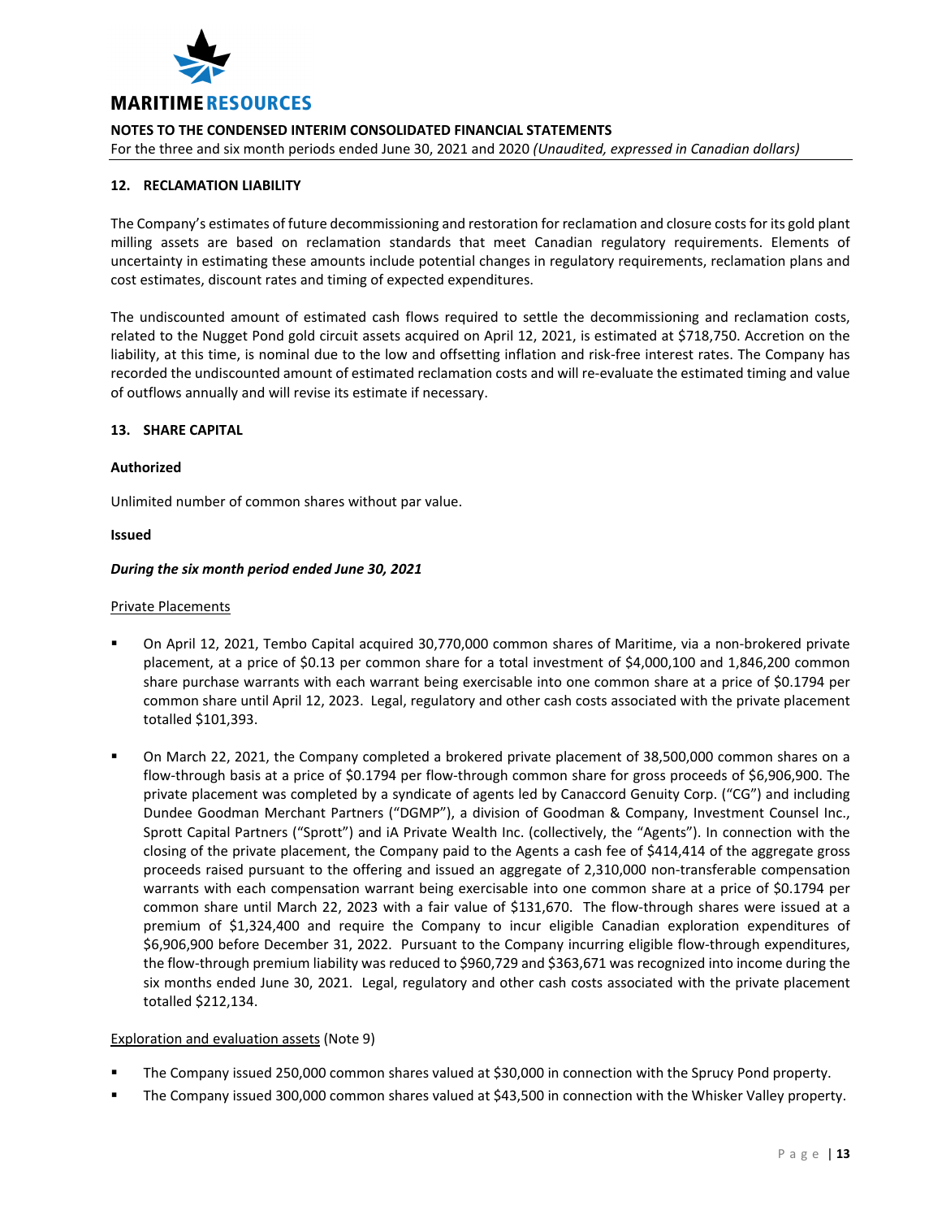## 12. RECLAMATION LIABILITY

The Company's estimates of future decommissioning and restoration for reclamation and closure costs for its gold plant milling assets are based on reclamation standards that meet Canadian regulatory requirements. Elements of uncertainty in estimating these amounts include potential changes in regulatory requirements, reclamation plans and cost estimates, discount rates and timing of expected expenditures.

The undiscounted amount of estimated cash flows required to settle the decommissioning and reclamation costs, related to the Nugget Pond gold circuit assets acquired on April 12, 2021, is estimated at $718,750. Accretion on the liability, at this time, is nominal due to the low and offsetting inflation and risk-free interest rates. The Company has recorded the undiscounted amount of estimated reclamation costs and will re-evaluate the estimated timing and value of outflows annually and will revise its estimate if necessary.

## 13. SHARE CAPITAL

**Authorized**

Unlimited number of common shares without par value.

**Issued**

***During the six month period ended June 30, 2021***

Private Placements

- On April 12, 2021, Tembo Capital acquired 30,770,000 common shares of Maritime, via a non-brokered private placement, at a price of $0.13 per common share for a total investment of $4,000,100 and 1,846,200 common share purchase warrants with each warrant being exercisable into one common share at a price of $0.1794 per common share until April 12, 2023. Legal, regulatory and other cash costs associated with the private placement totalled $101,393.

- On March 22, 2021, the Company completed a brokered private placement of 38,500,000 common shares on a flow-through basis at a price of $0.1794 per flow-through common share for gross proceeds of $6,906,900. The private placement was completed by a syndicate of agents led by Canaccord Genuity Corp. ("CG") and including Dundee Goodman Merchant Partners ("DGMP"), a division of Goodman & Company, Investment Counsel Inc., Sprott Capital Partners ("Sprott") and iA Private Wealth Inc. (collectively, the "Agents"). In connection with the closing of the private placement, the Company paid to the Agents a cash fee of $414,414 of the aggregate gross proceeds raised pursuant to the offering and issued an aggregate of 2,310,000 non-transferable compensation warrants with each compensation warrant being exercisable into one common share at a price of $0.1794 per common share until March 22, 2023 with a fair value of $131,670. The flow-through shares were issued at a premium of $1,324,400 and require the Company to incur eligible Canadian exploration expenditures of $6,906,900 before December 31, 2022. Pursuant to the Company incurring eligible flow-through expenditures, the flow-through premium liability was reduced to $960,729 and $363,671 was recognized into income during the six months ended June 30, 2021. Legal, regulatory and other cash costs associated with the private placement totalled $212,134.

Exploration and evaluation assets (Note 9)

- The Company issued 250,000 common shares valued at $30,000 in connection with the Sprucy Pond property.
- The Company issued 300,000 common shares valued at $43,500 in connection with the Whisker Valley property.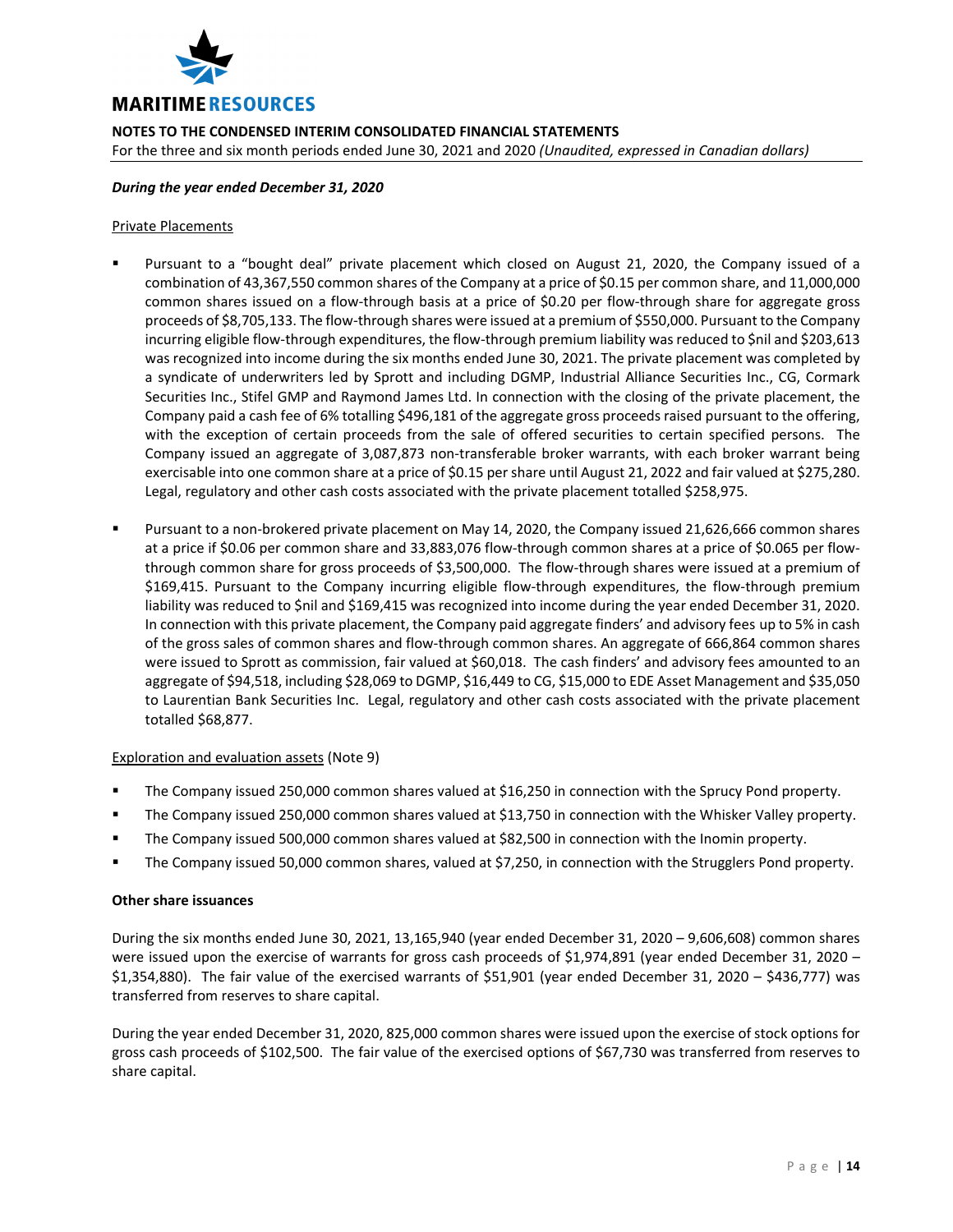***During the year ended December 31, 2020***

Private Placements

- Pursuant to a "bought deal" private placement which closed on August 21, 2020, the Company issued of a combination of 43,367,550 common shares of the Company at a price of $0.15 per common share, and 11,000,000 common shares issued on a flow-through basis at a price of $0.20 per flow-through share for aggregate gross proceeds of $8,705,133. The flow-through shares were issued at a premium of $550,000. Pursuant to the Company incurring eligible flow-through expenditures, the flow-through premium liability was reduced to $nil and $203,613 was recognized into income during the six months ended June 30, 2021. The private placement was completed by a syndicate of underwriters led by Sprott and including DGMP, Industrial Alliance Securities Inc., CG, Cormark Securities Inc., Stifel GMP and Raymond James Ltd. In connection with the closing of the private placement, the Company paid a cash fee of 6% totalling $496,181 of the aggregate gross proceeds raised pursuant to the offering, with the exception of certain proceeds from the sale of offered securities to certain specified persons. The Company issued an aggregate of 3,087,873 non-transferable broker warrants, with each broker warrant being exercisable into one common share at a price of $0.15 per share until August 21, 2022 and fair valued at $275,280. Legal, regulatory and other cash costs associated with the private placement totalled $258,975.

- Pursuant to a non-brokered private placement on May 14, 2020, the Company issued 21,626,666 common shares at a price if $0.06 per common share and 33,883,076 flow-through common shares at a price of $0.065 per flow-through common share for gross proceeds of $3,500,000. The flow-through shares were issued at a premium of $169,415. Pursuant to the Company incurring eligible flow-through expenditures, the flow-through premium liability was reduced to $nil and $169,415 was recognized into income during the year ended December 31, 2020. In connection with this private placement, the Company paid aggregate finders' and advisory fees up to 5% in cash of the gross sales of common shares and flow-through common shares. An aggregate of 666,864 common shares were issued to Sprott as commission, fair valued at $60,018. The cash finders' and advisory fees amounted to an aggregate of $94,518, including $28,069 to DGMP, $16,449 to CG, $15,000 to EDE Asset Management and $35,050 to Laurentian Bank Securities Inc. Legal, regulatory and other cash costs associated with the private placement totalled $68,877.

Exploration and evaluation assets (Note 9)

- The Company issued 250,000 common shares valued at $16,250 in connection with the Sprucy Pond property.
- The Company issued 250,000 common shares valued at $13,750 in connection with the Whisker Valley property.
- The Company issued 500,000 common shares valued at $82,500 in connection with the Inomin property.
- The Company issued 50,000 common shares, valued at $7,250, in connection with the Strugglers Pond property.

**Other share issuances**

During the six months ended June 30, 2021, 13,165,940 (year ended December 31, 2020 – 9,606,608) common shares were issued upon the exercise of warrants for gross cash proceeds of $1,974,891 (year ended December 31, 2020 – $1,354,880). The fair value of the exercised warrants of $51,901 (year ended December 31, 2020 – $436,777) was transferred from reserves to share capital.

During the year ended December 31, 2020, 825,000 common shares were issued upon the exercise of stock options for gross cash proceeds of $102,500. The fair value of the exercised options of $67,730 was transferred from reserves to share capital.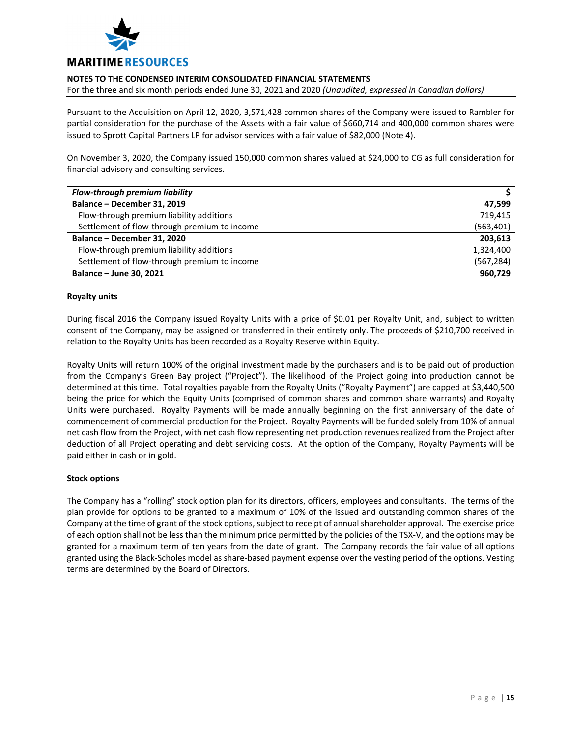Pursuant to the Acquisition on April 12, 2020, 3,571,428 common shares of the Company were issued to Rambler for partial consideration for the purchase of the Assets with a fair value of $660,714 and 400,000 common shares were issued to Sprott Capital Partners LP for advisor services with a fair value of $82,000 (Note 4).

On November 3, 2020, the Company issued 150,000 common shares valued at $24,000 to CG as full consideration for financial advisory and consulting services.

| *Flow-through premium liability* | $ |
|---|---|
| **Balance – December 31, 2019** | **47,599** |
| Flow-through premium liability additions | 719,415 |
| Settlement of flow-through premium to income | (563,401) |
| **Balance – December 31, 2020** | **203,613** |
| Flow-through premium liability additions | 1,324,400 |
| Settlement of flow-through premium to income | (567,284) |
| **Balance – June 30, 2021** | **960,729** |

**Royalty units**

During fiscal 2016 the Company issued Royalty Units with a price of $0.01 per Royalty Unit, and, subject to written consent of the Company, may be assigned or transferred in their entirety only. The proceeds of $210,700 received in relation to the Royalty Units has been recorded as a Royalty Reserve within Equity.

Royalty Units will return 100% of the original investment made by the purchasers and is to be paid out of production from the Company's Green Bay project ("Project"). The likelihood of the Project going into production cannot be determined at this time. Total royalties payable from the Royalty Units ("Royalty Payment") are capped at $3,440,500 being the price for which the Equity Units (comprised of common shares and common share warrants) and Royalty Units were purchased. Royalty Payments will be made annually beginning on the first anniversary of the date of commencement of commercial production for the Project. Royalty Payments will be funded solely from 10% of annual net cash flow from the Project, with net cash flow representing net production revenues realized from the Project after deduction of all Project operating and debt servicing costs. At the option of the Company, Royalty Payments will be paid either in cash or in gold.

**Stock options**

The Company has a "rolling" stock option plan for its directors, officers, employees and consultants. The terms of the plan provide for options to be granted to a maximum of 10% of the issued and outstanding common shares of the Company at the time of grant of the stock options, subject to receipt of annual shareholder approval. The exercise price of each option shall not be less than the minimum price permitted by the policies of the TSX-V, and the options may be granted for a maximum term of ten years from the date of grant. The Company records the fair value of all options granted using the Black-Scholes model as share-based payment expense over the vesting period of the options. Vesting terms are determined by the Board of Directors.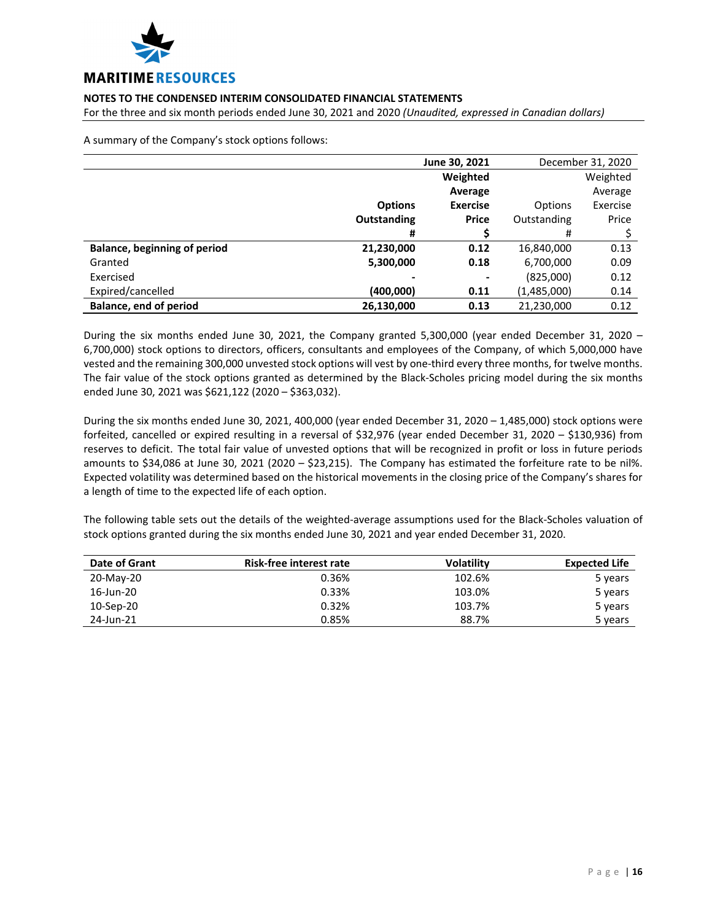A summary of the Company's stock options follows:

| | June 30, 2021 | | December 31, 2020 | |
|---|---|---|---|---|
| | **Options Outstanding** | **Weighted Average Exercise Price** | Options Outstanding | Weighted Average Exercise Price |
| | **#** | **$** | # | $ |
| **Balance, beginning of period** | **21,230,000** | **0.12** | 16,840,000 | 0.13 |
| Granted | **5,300,000** | **0.18** | 6,700,000 | 0.09 |
| Exercised | **-** | **-** | (825,000) | 0.12 |
| Expired/cancelled | **(400,000)** | **0.11** | (1,485,000) | 0.14 |
| **Balance, end of period** | **26,130,000** | **0.13** | 21,230,000 | 0.12 |

During the six months ended June 30, 2021, the Company granted 5,300,000 (year ended December 31, 2020 – 6,700,000) stock options to directors, officers, consultants and employees of the Company, of which 5,000,000 have vested and the remaining 300,000 unvested stock options will vest by one-third every three months, for twelve months. The fair value of the stock options granted as determined by the Black-Scholes pricing model during the six months ended June 30, 2021 was $621,122 (2020 – $363,032).

During the six months ended June 30, 2021, 400,000 (year ended December 31, 2020 – 1,485,000) stock options were forfeited, cancelled or expired resulting in a reversal of $32,976 (year ended December 31, 2020 – $130,936) from reserves to deficit. The total fair value of unvested options that will be recognized in profit or loss in future periods amounts to $34,086 at June 30, 2021 (2020 – $23,215). The Company has estimated the forfeiture rate to be nil%. Expected volatility was determined based on the historical movements in the closing price of the Company's shares for a length of time to the expected life of each option.

The following table sets out the details of the weighted-average assumptions used for the Black-Scholes valuation of stock options granted during the six months ended June 30, 2021 and year ended December 31, 2020.

| Date of Grant | Risk-free interest rate | Volatility | Expected Life |
|---|---|---|---|
| 20-May-20 | 0.36% | 102.6% | 5 years |
| 16-Jun-20 | 0.33% | 103.0% | 5 years |
| 10-Sep-20 | 0.32% | 103.7% | 5 years |
| 24-Jun-21 | 0.85% | 88.7% | 5 years |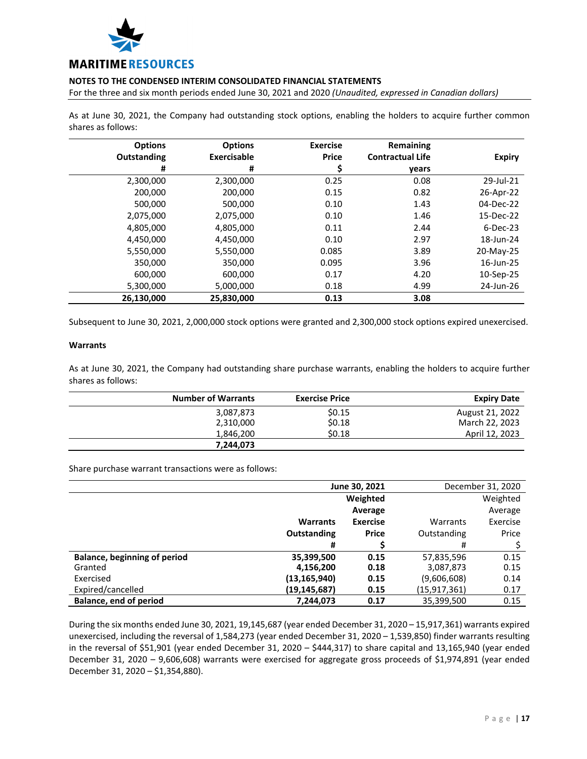As at June 30, 2021, the Company had outstanding stock options, enabling the holders to acquire further common shares as follows:

| Options Outstanding # | Options Exercisable # | Exercise Price $ | Remaining Contractual Life years | Expiry |
|---|---|---|---|---|
| 2,300,000 | 2,300,000 | 0.25 | 0.08 | 29-Jul-21 |
| 200,000 | 200,000 | 0.15 | 0.82 | 26-Apr-22 |
| 500,000 | 500,000 | 0.10 | 1.43 | 04-Dec-22 |
| 2,075,000 | 2,075,000 | 0.10 | 1.46 | 15-Dec-22 |
| 4,805,000 | 4,805,000 | 0.11 | 2.44 | 6-Dec-23 |
| 4,450,000 | 4,450,000 | 0.10 | 2.97 | 18-Jun-24 |
| 5,550,000 | 5,550,000 | 0.085 | 3.89 | 20-May-25 |
| 350,000 | 350,000 | 0.095 | 3.96 | 16-Jun-25 |
| 600,000 | 600,000 | 0.17 | 4.20 | 10-Sep-25 |
| 5,300,000 | 5,000,000 | 0.18 | 4.99 | 24-Jun-26 |
| **26,130,000** | **25,830,000** | **0.13** | **3.08** | |

Subsequent to June 30, 2021, 2,000,000 stock options were granted and 2,300,000 stock options expired unexercised.

**Warrants**

As at June 30, 2021, the Company had outstanding share purchase warrants, enabling the holders to acquire further shares as follows:

| Number of Warrants | Exercise Price | Expiry Date |
|---|---|---|
| 3,087,873 | $0.15 | August 21, 2022 |
| 2,310,000 | $0.18 | March 22, 2023 |
| 1,846,200 | $0.18 | April 12, 2023 |
| **7,244,073** | | |

Share purchase warrant transactions were as follows:

| | **June 30, 2021** | | December 31, 2020 | |
|---|---|---|---|---|
| | **Warrants Outstanding #** | **Weighted Average Exercise Price $** | Warrants Outstanding # | Weighted Average Exercise Price $ |
| **Balance, beginning of period** | **35,399,500** | **0.15** | 57,835,596 | 0.15 |
| Granted | **4,156,200** | **0.18** | 3,087,873 | 0.15 |
| Exercised | **(13,165,940)** | **0.15** | (9,606,608) | 0.14 |
| Expired/cancelled | **(19,145,687)** | **0.15** | (15,917,361) | 0.17 |
| **Balance, end of period** | **7,244,073** | **0.17** | 35,399,500 | 0.15 |

During the six months ended June 30, 2021, 19,145,687 (year ended December 31, 2020 – 15,917,361) warrants expired unexercised, including the reversal of 1,584,273 (year ended December 31, 2020 – 1,539,850) finder warrants resulting in the reversal of $51,901 (year ended December 31, 2020 – $444,317) to share capital and 13,165,940 (year ended December 31, 2020 – 9,606,608) warrants were exercised for aggregate gross proceeds of $1,974,891 (year ended December 31, 2020 – $1,354,880).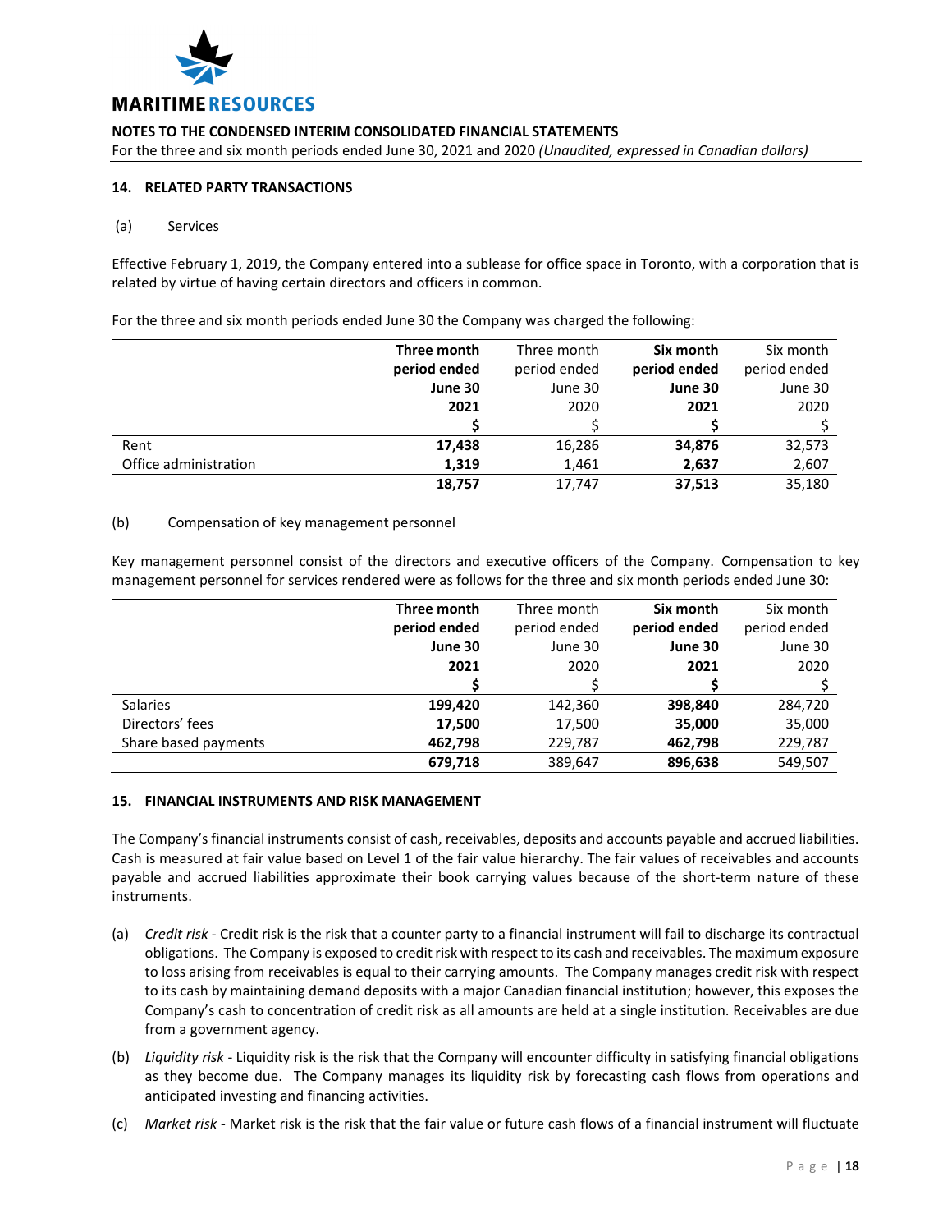## 14. RELATED PARTY TRANSACTIONS

(a) Services

Effective February 1, 2019, the Company entered into a sublease for office space in Toronto, with a corporation that is related by virtue of having certain directors and officers in common.

For the three and six month periods ended June 30 the Company was charged the following:

| | **Three month period ended June 30 2021** | Three month period ended June 30 2020 | **Six month period ended June 30 2021** | Six month period ended June 30 2020 |
|---|---|---|---|---|
| | **$** | $ | **$** | $ |
| Rent | **17,438** | 16,286 | **34,876** | 32,573 |
| Office administration | **1,319** | 1,461 | **2,637** | 2,607 |
| | **18,757** | 17,747 | **37,513** | 35,180 |

(b) Compensation of key management personnel

Key management personnel consist of the directors and executive officers of the Company. Compensation to key management personnel for services rendered were as follows for the three and six month periods ended June 30:

| | **Three month period ended June 30 2021** | Three month period ended June 30 2020 | **Six month period ended June 30 2021** | Six month period ended June 30 2020 |
|---|---|---|---|---|
| | **$** | $ | **$** | $ |
| Salaries | **199,420** | 142,360 | **398,840** | 284,720 |
| Directors' fees | **17,500** | 17,500 | **35,000** | 35,000 |
| Share based payments | **462,798** | 229,787 | **462,798** | 229,787 |
| | **679,718** | 389,647 | **896,638** | 549,507 |

## 15. FINANCIAL INSTRUMENTS AND RISK MANAGEMENT

The Company's financial instruments consist of cash, receivables, deposits and accounts payable and accrued liabilities. Cash is measured at fair value based on Level 1 of the fair value hierarchy. The fair values of receivables and accounts payable and accrued liabilities approximate their book carrying values because of the short-term nature of these instruments.

(a) *Credit risk* - Credit risk is the risk that a counter party to a financial instrument will fail to discharge its contractual obligations. The Company is exposed to credit risk with respect to its cash and receivables. The maximum exposure to loss arising from receivables is equal to their carrying amounts. The Company manages credit risk with respect to its cash by maintaining demand deposits with a major Canadian financial institution; however, this exposes the Company's cash to concentration of credit risk as all amounts are held at a single institution. Receivables are due from a government agency.

(b) *Liquidity risk* - Liquidity risk is the risk that the Company will encounter difficulty in satisfying financial obligations as they become due. The Company manages its liquidity risk by forecasting cash flows from operations and anticipated investing and financing activities.

(c) *Market risk* - Market risk is the risk that the fair value or future cash flows of a financial instrument will fluctuate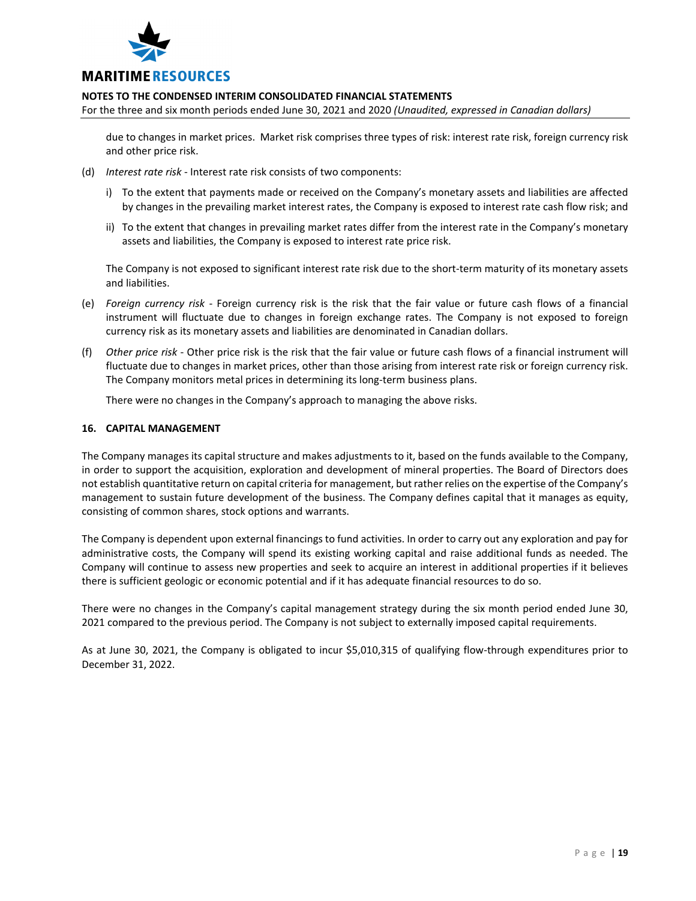due to changes in market prices. Market risk comprises three types of risk: interest rate risk, foreign currency risk and other price risk.

(d) *Interest rate risk* - Interest rate risk consists of two components:

i) To the extent that payments made or received on the Company's monetary assets and liabilities are affected by changes in the prevailing market interest rates, the Company is exposed to interest rate cash flow risk; and

ii) To the extent that changes in prevailing market rates differ from the interest rate in the Company's monetary assets and liabilities, the Company is exposed to interest rate price risk.

The Company is not exposed to significant interest rate risk due to the short-term maturity of its monetary assets and liabilities.

(e) *Foreign currency risk* - Foreign currency risk is the risk that the fair value or future cash flows of a financial instrument will fluctuate due to changes in foreign exchange rates. The Company is not exposed to foreign currency risk as its monetary assets and liabilities are denominated in Canadian dollars.

(f) *Other price risk* - Other price risk is the risk that the fair value or future cash flows of a financial instrument will fluctuate due to changes in market prices, other than those arising from interest rate risk or foreign currency risk. The Company monitors metal prices in determining its long-term business plans.

There were no changes in the Company's approach to managing the above risks.

## 16. CAPITAL MANAGEMENT

The Company manages its capital structure and makes adjustments to it, based on the funds available to the Company, in order to support the acquisition, exploration and development of mineral properties. The Board of Directors does not establish quantitative return on capital criteria for management, but rather relies on the expertise of the Company's management to sustain future development of the business. The Company defines capital that it manages as equity, consisting of common shares, stock options and warrants.

The Company is dependent upon external financings to fund activities. In order to carry out any exploration and pay for administrative costs, the Company will spend its existing working capital and raise additional funds as needed. The Company will continue to assess new properties and seek to acquire an interest in additional properties if it believes there is sufficient geologic or economic potential and if it has adequate financial resources to do so.

There were no changes in the Company's capital management strategy during the six month period ended June 30, 2021 compared to the previous period. The Company is not subject to externally imposed capital requirements.

As at June 30, 2021, the Company is obligated to incur $5,010,315 of qualifying flow-through expenditures prior to December 31, 2022.